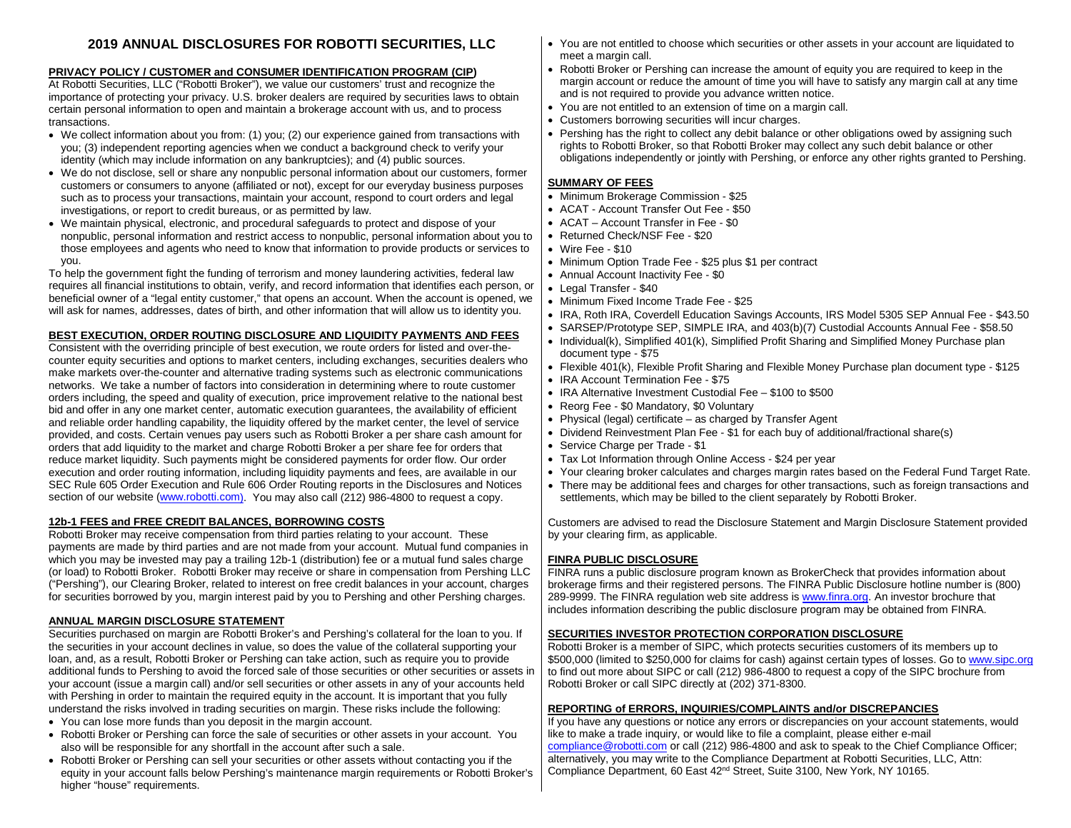# 2019 ANNUAL DISCLOSURES FOR ROBOTTI SECURITIES, LLC

## PRIVACY POLICY / CUSTOMER and CONSUMER IDENTIFICATION PROGRAM (CIP)

At Robotti Securities, LLC ("Robotti Broker"), we value our customers' trust and recognize the importance of protecting your privacy. U.S. broker dealers are required by securities laws to obtain certain personal information to open and maintain a brokerage account with us, and to process transactions.

- We collect information about you from: (1) you; (2) our experience gained from transactions with you; (3) independent reporting agencies when we conduct a background check to verify your identity (which may include information on any bankruptcies); and (4) public sources.
- We do not disclose, sell or share any nonpublic personal information about our customers, former customers or consumers to anyone (affiliated or not), except for our everyday business purposes such as to process your transactions, maintain your account, respond to court orders and legal investigations, or report to credit bureaus, or as permitted by law.
- We maintain physical, electronic, and procedural safeguards to protect and dispose of your nonpublic, personal information and restrict access to nonpublic, personal information about you to those employees and agents who need to know that information to provide products or services to you.

To help the government fight the funding of terrorism and money laundering activities, federal law requires all financial institutions to obtain, verify, and record information that identifies each person, or beneficial owner of a "legal entity customer," that opens an account. When the account is opened, we will ask for names, addresses, dates of birth, and other information that will allow us to identity you.

## BEST EXECUTION, ORDER ROUTING DISCLOSURE AND LIQUIDITY PAYMENTS AND FEES

Consistent with the overriding principle of best execution, we route orders for listed and over-the-counter equity securities and options to market centers, including exchanges, securities dealers who make markets over-the-counter and alternative trading systems such as electronic communications networks. We take a number of factors into consideration in determining where to route customer orders including, the speed and quality of execution, price improvement relative to the national best bid and offer in any one market center, automatic execution guarantees, the availability of efficient and reliable order handling capability, the liquidity offered by the market center, the level of service provided, and costs. Certain venues pay users such as Robotti Broker a per share cash amount for orders that add liquidity to the market and charge Robotti Broker a per share fee for orders that reduce market liquidity. Such payments might be considered payments for order flow. Our order execution and order routing information, including liquidity payments and fees, are available in our SEC Rule 605 Order Execution and Rule 606 Order Routing reports in the Disclosures and Notices section of our website (www.robotti.com). You may also call (212) 986-4800 to request a copy.

## 12b-1 FEES and FREE CREDIT BALANCES, BORROWING COSTS

Robotti Broker may receive compensation from third parties relating to your account. These payments are made by third parties and are not made from your account. Mutual fund companies in which you may be invested may pay a trailing 12b-1 (distribution) fee or a mutual fund sales charge (or load) to Robotti Broker. Robotti Broker may receive or share in compensation from Pershing LLC ("Pershing"), our Clearing Broker, related to interest on free credit balances in your account, charges for securities borrowed by you, margin interest paid by you to Pershing and other Pershing charges.

## ANNUAL MARGIN DISCLOSURE STATEMENT

Securities purchased on margin are Robotti Broker's and Pershing's collateral for the loan to you. If the securities in your account declines in value, so does the value of the collateral supporting your loan, and, as a result, Robotti Broker or Pershing can take action, such as require you to provide additional funds to Pershing to avoid the forced sale of those securities or other securities or assets in your account (issue a margin call) and/or sell securities or other assets in any of your accounts held with Pershing in order to maintain the required equity in the account. It is important that you fully understand the risks involved in trading securities on margin. These risks include the following:

- You can lose more funds than you deposit in the margin account.
- Robotti Broker or Pershing can force the sale of securities or other assets in your account. You also will be responsible for any shortfall in the account after such a sale.
- Robotti Broker or Pershing can sell your securities or other assets without contacting you if the equity in your account falls below Pershing's maintenance margin requirements or Robotti Broker's higher "house" requirements.
- You are not entitled to choose which securities or other assets in your account are liquidated to meet a margin call.
- Robotti Broker or Pershing can increase the amount of equity you are required to keep in the margin account or reduce the amount of time you will have to satisfy any margin call at any time and is not required to provide you advance written notice.
- You are not entitled to an extension of time on a margin call.
- Customers borrowing securities will incur charges.
- Pershing has the right to collect any debit balance or other obligations owed by assigning such rights to Robotti Broker, so that Robotti Broker may collect any such debit balance or other obligations independently or jointly with Pershing, or enforce any other rights granted to Pershing.

## SUMMARY OF FEES

- Minimum Brokerage Commission - $25
- ACAT - Account Transfer Out Fee - $50
- ACAT – Account Transfer in Fee - $0
- Returned Check/NSF Fee - $20
- Wire Fee - $10
- Minimum Option Trade Fee - $25 plus $1 per contract
- Annual Account Inactivity Fee - $0
- Legal Transfer - $40
- Minimum Fixed Income Trade Fee - $25
- IRA, Roth IRA, Coverdell Education Savings Accounts, IRS Model 5305 SEP Annual Fee - $43.50
- SARSEP/Prototype SEP, SIMPLE IRA, and 403(b)(7) Custodial Accounts Annual Fee - $58.50
- Individual(k), Simplified 401(k), Simplified Profit Sharing and Simplified Money Purchase plan document type - $75
- Flexible 401(k), Flexible Profit Sharing and Flexible Money Purchase plan document type - $125
- IRA Account Termination Fee - $75
- IRA Alternative Investment Custodial Fee – $100 to $500
- Reorg Fee - $0 Mandatory, $0 Voluntary
- Physical (legal) certificate – as charged by Transfer Agent
- Dividend Reinvestment Plan Fee - $1 for each buy of additional/fractional share(s)
- Service Charge per Trade - $1
- Tax Lot Information through Online Access - $24 per year
- Your clearing broker calculates and charges margin rates based on the Federal Fund Target Rate.
- There may be additional fees and charges for other transactions, such as foreign transactions and settlements, which may be billed to the client separately by Robotti Broker.

Customers are advised to read the Disclosure Statement and Margin Disclosure Statement provided by your clearing firm, as applicable.

## FINRA PUBLIC DISCLOSURE

FINRA runs a public disclosure program known as BrokerCheck that provides information about brokerage firms and their registered persons. The FINRA Public Disclosure hotline number is (800) 289-9999. The FINRA regulation web site address is www.finra.org. An investor brochure that includes information describing the public disclosure program may be obtained from FINRA.

## SECURITIES INVESTOR PROTECTION CORPORATION DISCLOSURE

Robotti Broker is a member of SIPC, which protects securities customers of its members up to $500,000 (limited to $250,000 for claims for cash) against certain types of losses. Go to www.sipc.org to find out more about SIPC or call (212) 986-4800 to request a copy of the SIPC brochure from Robotti Broker or call SIPC directly at (202) 371-8300.

## REPORTING of ERRORS, INQUIRIES/COMPLAINTS and/or DISCREPANCIES

If you have any questions or notice any errors or discrepancies on your account statements, would like to make a trade inquiry, or would like to file a complaint, please either e-mail compliance@robotti.com or call (212) 986-4800 and ask to speak to the Chief Compliance Officer; alternatively, you may write to the Compliance Department at Robotti Securities, LLC, Attn: Compliance Department, 60 East 42nd Street, Suite 3100, New York, NY 10165.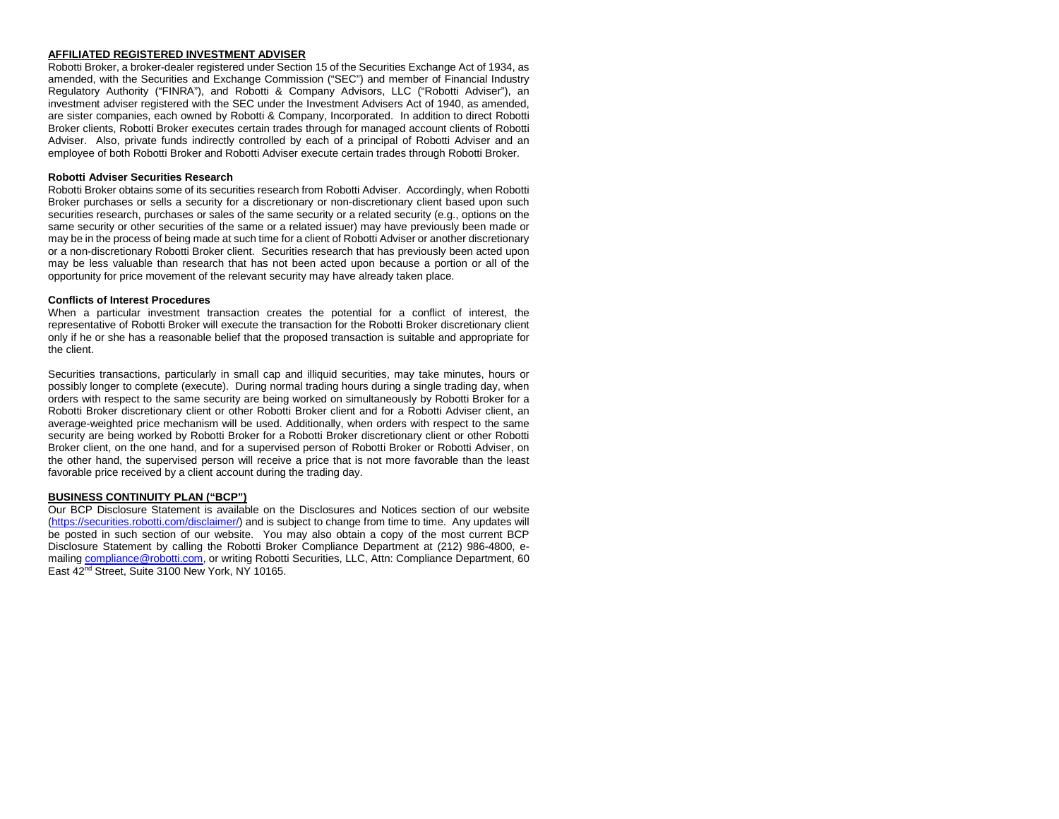## AFFILIATED REGISTERED INVESTMENT ADVISER

Robotti Broker, a broker-dealer registered under Section 15 of the Securities Exchange Act of 1934, as amended, with the Securities and Exchange Commission ("SEC") and member of Financial Industry Regulatory Authority ("FINRA"), and Robotti & Company Advisors, LLC ("Robotti Adviser"), an investment adviser registered with the SEC under the Investment Advisers Act of 1940, as amended, are sister companies, each owned by Robotti & Company, Incorporated. In addition to direct Robotti Broker clients, Robotti Broker executes certain trades through for managed account clients of Robotti Adviser. Also, private funds indirectly controlled by each of a principal of Robotti Adviser and an employee of both Robotti Broker and Robotti Adviser execute certain trades through Robotti Broker.

### Robotti Adviser Securities Research

Robotti Broker obtains some of its securities research from Robotti Adviser. Accordingly, when Robotti Broker purchases or sells a security for a discretionary or non-discretionary client based upon such securities research, purchases or sales of the same security or a related security (e.g., options on the same security or other securities of the same or a related issuer) may have previously been made or may be in the process of being made at such time for a client of Robotti Adviser or another discretionary or a non-discretionary Robotti Broker client. Securities research that has previously been acted upon may be less valuable than research that has not been acted upon because a portion or all of the opportunity for price movement of the relevant security may have already taken place.

### Conflicts of Interest Procedures

When a particular investment transaction creates the potential for a conflict of interest, the representative of Robotti Broker will execute the transaction for the Robotti Broker discretionary client only if he or she has a reasonable belief that the proposed transaction is suitable and appropriate for the client.

Securities transactions, particularly in small cap and illiquid securities, may take minutes, hours or possibly longer to complete (execute). During normal trading hours during a single trading day, when orders with respect to the same security are being worked on simultaneously by Robotti Broker for a Robotti Broker discretionary client or other Robotti Broker client and for a Robotti Adviser client, an average-weighted price mechanism will be used. Additionally, when orders with respect to the same security are being worked by Robotti Broker for a Robotti Broker discretionary client or other Robotti Broker client, on the one hand, and for a supervised person of Robotti Broker or Robotti Adviser, on the other hand, the supervised person will receive a price that is not more favorable than the least favorable price received by a client account during the trading day.

## BUSINESS CONTINUITY PLAN ("BCP")

Our BCP Disclosure Statement is available on the Disclosures and Notices section of our website (https://securities.robotti.com/disclaimer/) and is subject to change from time to time. Any updates will be posted in such section of our website. You may also obtain a copy of the most current BCP Disclosure Statement by calling the Robotti Broker Compliance Department at (212) 986-4800, e-mailing compliance@robotti.com, or writing Robotti Securities, LLC, Attn: Compliance Department, 60 East 42nd Street, Suite 3100 New York, NY 10165.